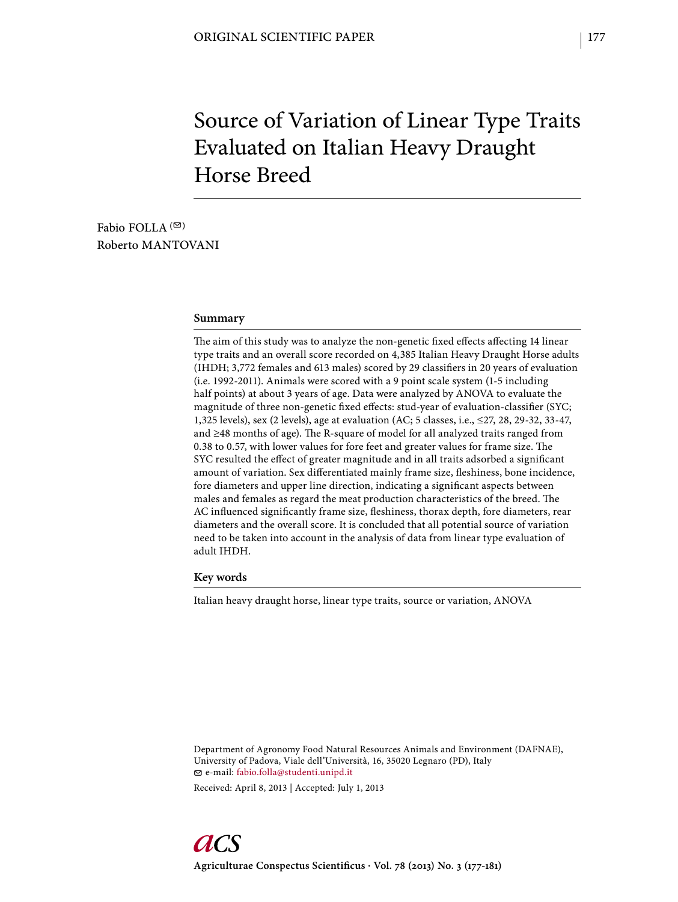ORIGINAL SCIENTIFIC PAPER

# Source of Variation of Linear Type Traits Evaluated on Italian Heavy Draught Horse Breed

Fabio FOLLA (✉)
Roberto MANTOVANI

## Summary

The aim of this study was to analyze the non-genetic fixed effects affecting 14 linear type traits and an overall score recorded on 4,385 Italian Heavy Draught Horse adults (IHDH; 3,772 females and 613 males) scored by 29 classifiers in 20 years of evaluation (i.e. 1992-2011). Animals were scored with a 9 point scale system (1-5 including half points) at about 3 years of age. Data were analyzed by ANOVA to evaluate the magnitude of three non-genetic fixed effects: stud-year of evaluation-classifier (SYC; 1,325 levels), sex (2 levels), age at evaluation (AC; 5 classes, i.e., ≤27, 28, 29-32, 33-47, and ≥48 months of age). The R-square of model for all analyzed traits ranged from 0.38 to 0.57, with lower values for fore feet and greater values for frame size. The SYC resulted the effect of greater magnitude and in all traits adsorbed a significant amount of variation. Sex differentiated mainly frame size, fleshiness, bone incidence, fore diameters and upper line direction, indicating a significant aspects between males and females as regard the meat production characteristics of the breed. The AC influenced significantly frame size, fleshiness, thorax depth, fore diameters, rear diameters and the overall score. It is concluded that all potential source of variation need to be taken into account in the analysis of data from linear type evaluation of adult IHDH.

## Key words

Italian heavy draught horse, linear type traits, source or variation, ANOVA

Department of Agronomy Food Natural Resources Animals and Environment (DAFNAE), University of Padova, Viale dell'Università, 16, 35020 Legnaro (PD), Italy
✉ e-mail: fabio.folla@studenti.unipd.it

Received: April 8, 2013 | Accepted: July 1, 2013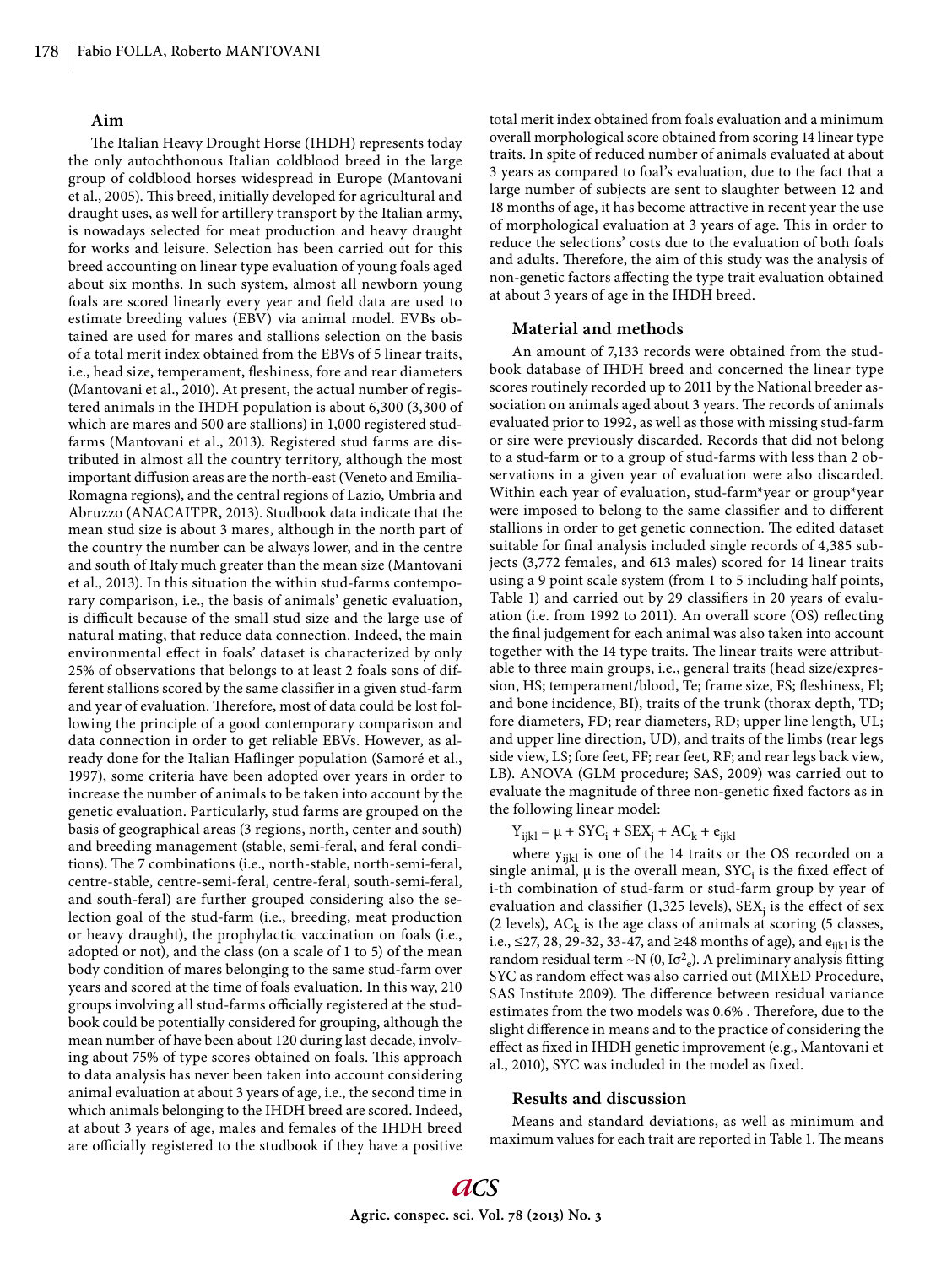## Aim

The Italian Heavy Drought Horse (IHDH) represents today the only autochthonous Italian coldblood breed in the large group of coldblood horses widespread in Europe (Mantovani et al., 2005). This breed, initially developed for agricultural and draught uses, as well for artillery transport by the Italian army, is nowadays selected for meat production and heavy draught for works and leisure. Selection has been carried out for this breed accounting on linear type evaluation of young foals aged about six months. In such system, almost all newborn young foals are scored linearly every year and field data are used to estimate breeding values (EBV) via animal model. EVBs obtained are used for mares and stallions selection on the basis of a total merit index obtained from the EBVs of 5 linear traits, i.e., head size, temperament, fleshiness, fore and rear diameters (Mantovani et al., 2010). At present, the actual number of registered animals in the IHDH population is about 6,300 (3,300 of which are mares and 500 are stallions) in 1,000 registered stud-farms (Mantovani et al., 2013). Registered stud farms are distributed in almost all the country territory, although the most important diffusion areas are the north-east (Veneto and Emilia-Romagna regions), and the central regions of Lazio, Umbria and Abruzzo (ANACAITPR, 2013). Studbook data indicate that the mean stud size is about 3 mares, although in the north part of the country the number can be always lower, and in the centre and south of Italy much greater than the mean size (Mantovani et al., 2013). In this situation the within stud-farms contemporary comparison, i.e., the basis of animals' genetic evaluation, is difficult because of the small stud size and the large use of natural mating, that reduce data connection. Indeed, the main environmental effect in foals' dataset is characterized by only 25% of observations that belongs to at least 2 foals sons of different stallions scored by the same classifier in a given stud-farm and year of evaluation. Therefore, most of data could be lost following the principle of a good contemporary comparison and data connection in order to get reliable EBVs. However, as already done for the Italian Haflinger population (Samoré et al., 1997), some criteria have been adopted over years in order to increase the number of animals to be taken into account by the genetic evaluation. Particularly, stud farms are grouped on the basis of geographical areas (3 regions, north, center and south) and breeding management (stable, semi-feral, and feral conditions). The 7 combinations (i.e., north-stable, north-semi-feral, centre-stable, centre-semi-feral, centre-feral, south-semi-feral, and south-feral) are further grouped considering also the selection goal of the stud-farm (i.e., breeding, meat production or heavy draught), the prophylactic vaccination on foals (i.e., adopted or not), and the class (on a scale of 1 to 5) of the mean body condition of mares belonging to the same stud-farm over years and scored at the time of foals evaluation. In this way, 210 groups involving all stud-farms officially registered at the studbook could be potentially considered for grouping, although the mean number of have been about 120 during last decade, involving about 75% of type scores obtained on foals. This approach to data analysis has never been taken into account considering animal evaluation at about 3 years of age, i.e., the second time in which animals belonging to the IHDH breed are scored. Indeed, at about 3 years of age, males and females of the IHDH breed are officially registered to the studbook if they have a positive total merit index obtained from foals evaluation and a minimum overall morphological score obtained from scoring 14 linear type traits. In spite of reduced number of animals evaluated at about 3 years as compared to foal's evaluation, due to the fact that a large number of subjects are sent to slaughter between 12 and 18 months of age, it has become attractive in recent year the use of morphological evaluation at 3 years of age. This in order to reduce the selections' costs due to the evaluation of both foals and adults. Therefore, the aim of this study was the analysis of non-genetic factors affecting the type trait evaluation obtained at about 3 years of age in the IHDH breed.

## Material and methods

An amount of 7,133 records were obtained from the studbook database of IHDH breed and concerned the linear type scores routinely recorded up to 2011 by the National breeder association on animals aged about 3 years. The records of animals evaluated prior to 1992, as well as those with missing stud-farm or sire were previously discarded. Records that did not belong to a stud-farm or to a group of stud-farms with less than 2 observations in a given year of evaluation were also discarded. Within each year of evaluation, stud-farm*year or group*year were imposed to belong to the same classifier and to different stallions in order to get genetic connection. The edited dataset suitable for final analysis included single records of 4,385 subjects (3,772 females, and 613 males) scored for 14 linear traits using a 9 point scale system (from 1 to 5 including half points, Table 1) and carried out by 29 classifiers in 20 years of evaluation (i.e. from 1992 to 2011). An overall score (OS) reflecting the final judgement for each animal was also taken into account together with the 14 type traits. The linear traits were attributable to three main groups, i.e., general traits (head size/expression, HS; temperament/blood, Te; frame size, FS; fleshiness, Fl; and bone incidence, BI), traits of the trunk (thorax depth, TD; fore diameters, FD; rear diameters, RD; upper line length, UL; and upper line direction, UD), and traits of the limbs (rear legs side view, LS; fore feet, FF; rear feet, RF; and rear legs back view, LB). ANOVA (GLM procedure; SAS, 2009) was carried out to evaluate the magnitude of three non-genetic fixed factors as in the following linear model:

$$Y_{ijkl} = \mu + SYC_i + SEX_j + AC_k + e_{ijkl}$$

where $y_{ijkl}$ is one of the 14 traits or the OS recorded on a single animal, $\mu$ is the overall mean, $SYC_i$ is the fixed effect of i-th combination of stud-farm or stud-farm group by year of evaluation and classifier (1,325 levels), $SEX_j$ is the effect of sex (2 levels), $AC_k$ is the age class of animals at scoring (5 classes, i.e., ≤27, 28, 29-32, 33-47, and ≥48 months of age), and $e_{ijkl}$ is the random residual term ~N $(0, I\sigma^2_e)$. A preliminary analysis fitting SYC as random effect was also carried out (MIXED Procedure, SAS Institute 2009). The difference between residual variance estimates from the two models was 0.6% . Therefore, due to the slight difference in means and to the practice of considering the effect as fixed in IHDH genetic improvement (e.g., Mantovani et al., 2010), SYC was included in the model as fixed.

## Results and discussion

Means and standard deviations, as well as minimum and maximum values for each trait are reported in Table 1. The means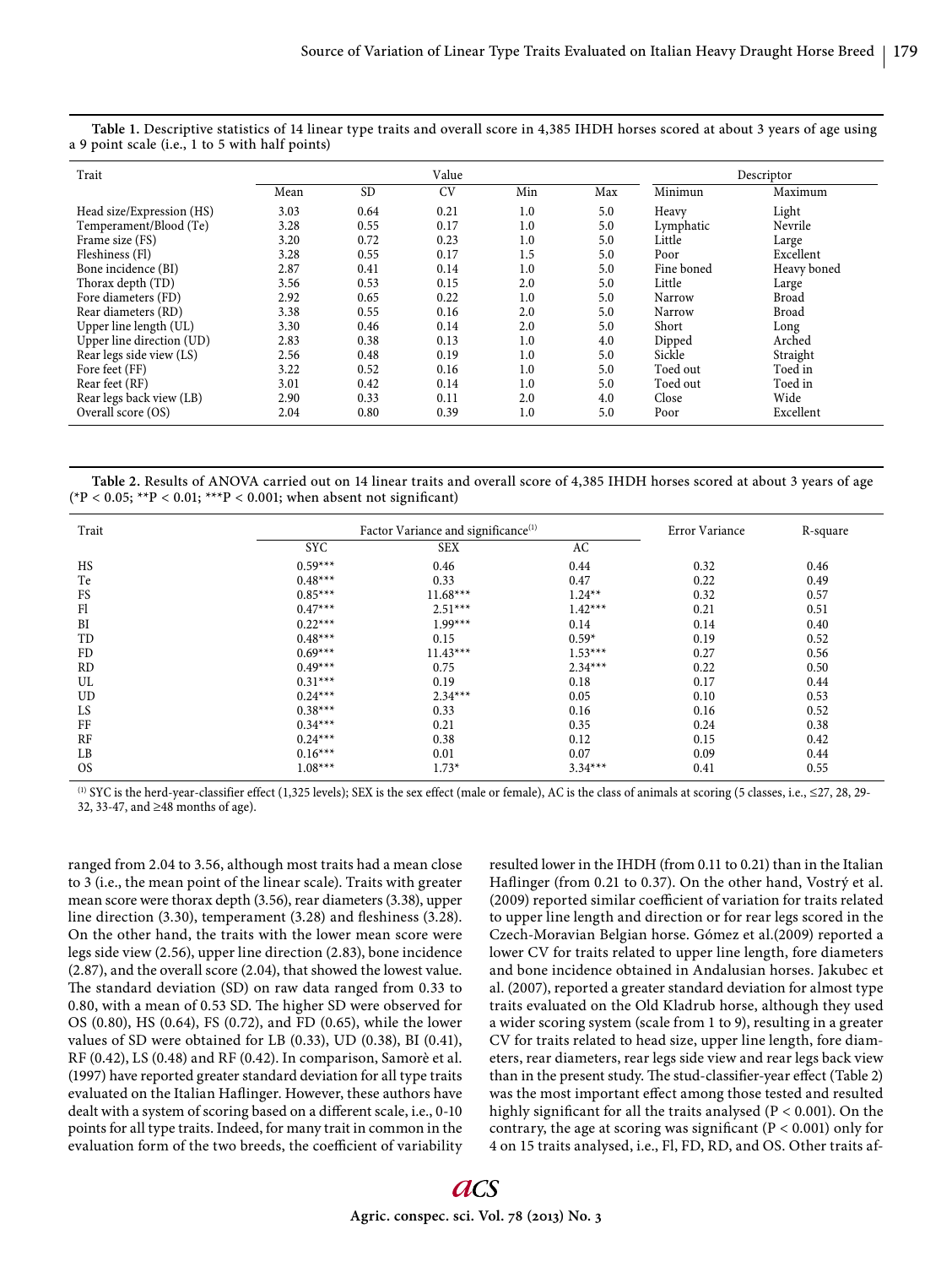**Table 1.** Descriptive statistics of 14 linear type traits and overall score in 4,385 IHDH horses scored at about 3 years of age using a 9 point scale (i.e., 1 to 5 with half points)

| Trait | Value | | | | | Descriptor | |
|---|---|---|---|---|---|---|---|
| | Mean | SD | CV | Min | Max | Minimun | Maximum |
| Head size/Expression (HS) | 3.03 | 0.64 | 0.21 | 1.0 | 5.0 | Heavy | Light |
| Temperament/Blood (Te) | 3.28 | 0.55 | 0.17 | 1.0 | 5.0 | Lymphatic | Nevrile |
| Frame size (FS) | 3.20 | 0.72 | 0.23 | 1.0 | 5.0 | Little | Large |
| Fleshiness (Fl) | 3.28 | 0.55 | 0.17 | 1.5 | 5.0 | Poor | Excellent |
| Bone incidence (BI) | 2.87 | 0.41 | 0.14 | 1.0 | 5.0 | Fine boned | Heavy boned |
| Thorax depth (TD) | 3.56 | 0.53 | 0.15 | 2.0 | 5.0 | Little | Large |
| Fore diameters (FD) | 2.92 | 0.65 | 0.22 | 1.0 | 5.0 | Narrow | Broad |
| Rear diameters (RD) | 3.38 | 0.55 | 0.16 | 2.0 | 5.0 | Narrow | Broad |
| Upper line length (UL) | 3.30 | 0.46 | 0.14 | 2.0 | 5.0 | Short | Long |
| Upper line direction (UD) | 2.83 | 0.38 | 0.13 | 1.0 | 4.0 | Dipped | Arched |
| Rear legs side view (LS) | 2.56 | 0.48 | 0.19 | 1.0 | 5.0 | Sickle | Straight |
| Fore feet (FF) | 3.22 | 0.52 | 0.16 | 1.0 | 5.0 | Toed out | Toed in |
| Rear feet (RF) | 3.01 | 0.42 | 0.14 | 1.0 | 5.0 | Toed out | Toed in |
| Rear legs back view (LB) | 2.90 | 0.33 | 0.11 | 2.0 | 4.0 | Close | Wide |
| Overall score (OS) | 2.04 | 0.80 | 0.39 | 1.0 | 5.0 | Poor | Excellent |

**Table 2.** Results of ANOVA carried out on 14 linear traits and overall score of 4,385 IHDH horses scored at about 3 years of age (*P < 0.05; **P < 0.01; ***P < 0.001; when absent not significant)

| Trait | Factor Variance and significance[(1)] | | | Error Variance | R-square |
|---|---|---|---|---|---|
| | SYC | SEX | AC | | |
| HS | 0.59*** | 0.46 | 0.44 | 0.32 | 0.46 |
| Te | 0.48*** | 0.33 | 0.47 | 0.22 | 0.49 |
| FS | 0.85*** | 11.68*** | 1.24** | 0.32 | 0.57 |
| Fl | 0.47*** | 2.51*** | 1.42*** | 0.21 | 0.51 |
| BI | 0.22*** | 1.99*** | 0.14 | 0.14 | 0.40 |
| TD | 0.48*** | 0.15 | 0.59* | 0.19 | 0.52 |
| FD | 0.69*** | 11.43*** | 1.53*** | 0.27 | 0.56 |
| RD | 0.49*** | 0.75 | 2.34*** | 0.22 | 0.50 |
| UL | 0.31*** | 0.19 | 0.18 | 0.17 | 0.44 |
| UD | 0.24*** | 2.34*** | 0.05 | 0.10 | 0.53 |
| LS | 0.38*** | 0.33 | 0.16 | 0.16 | 0.52 |
| FF | 0.34*** | 0.21 | 0.35 | 0.24 | 0.38 |
| RF | 0.24*** | 0.38 | 0.12 | 0.15 | 0.42 |
| LB | 0.16*** | 0.01 | 0.07 | 0.09 | 0.44 |
| OS | 1.08*** | 1.73* | 3.34*** | 0.41 | 0.55 |

(1) SYC is the herd-year-classifier effect (1,325 levels); SEX is the sex effect (male or female), AC is the class of animals at scoring (5 classes, i.e., ≤27, 28, 29-32, 33-47, and ≥48 months of age).

ranged from 2.04 to 3.56, although most traits had a mean close to 3 (i.e., the mean point of the linear scale). Traits with greater mean score were thorax depth (3.56), rear diameters (3.38), upper line direction (3.30), temperament (3.28) and fleshiness (3.28). On the other hand, the traits with the lower mean score were legs side view (2.56), upper line direction (2.83), bone incidence (2.87), and the overall score (2.04), that showed the lowest value. The standard deviation (SD) on raw data ranged from 0.33 to 0.80, with a mean of 0.53 SD. The higher SD were observed for OS (0.80), HS (0.64), FS (0.72), and FD (0.65), while the lower values of SD were obtained for LB (0.33), UD (0.38), BI (0.41), RF (0.42), LS (0.48) and RF (0.42). In comparison, Samorè et al. (1997) have reported greater standard deviation for all type traits evaluated on the Italian Haflinger. However, these authors have dealt with a system of scoring based on a different scale, i.e., 0-10 points for all type traits. Indeed, for many trait in common in the evaluation form of the two breeds, the coefficient of variability resulted lower in the IHDH (from 0.11 to 0.21) than in the Italian Haflinger (from 0.21 to 0.37). On the other hand, Vostrý et al. (2009) reported similar coefficient of variation for traits related to upper line length and direction or for rear legs scored in the Czech-Moravian Belgian horse. Gómez et al.(2009) reported a lower CV for traits related to upper line length, fore diameters and bone incidence obtained in Andalusian horses. Jakubec et al. (2007), reported a greater standard deviation for almost type traits evaluated on the Old Kladrub horse, although they used a wider scoring system (scale from 1 to 9), resulting in a greater CV for traits related to head size, upper line length, fore diameters, rear diameters, rear legs side view and rear legs back view than in the present study. The stud-classifier-year effect (Table 2) was the most important effect among those tested and resulted highly significant for all the traits analysed (P < 0.001). On the contrary, the age at scoring was significant (P < 0.001) only for 4 on 15 traits analysed, i.e., Fl, FD, RD, and OS. Other traits af-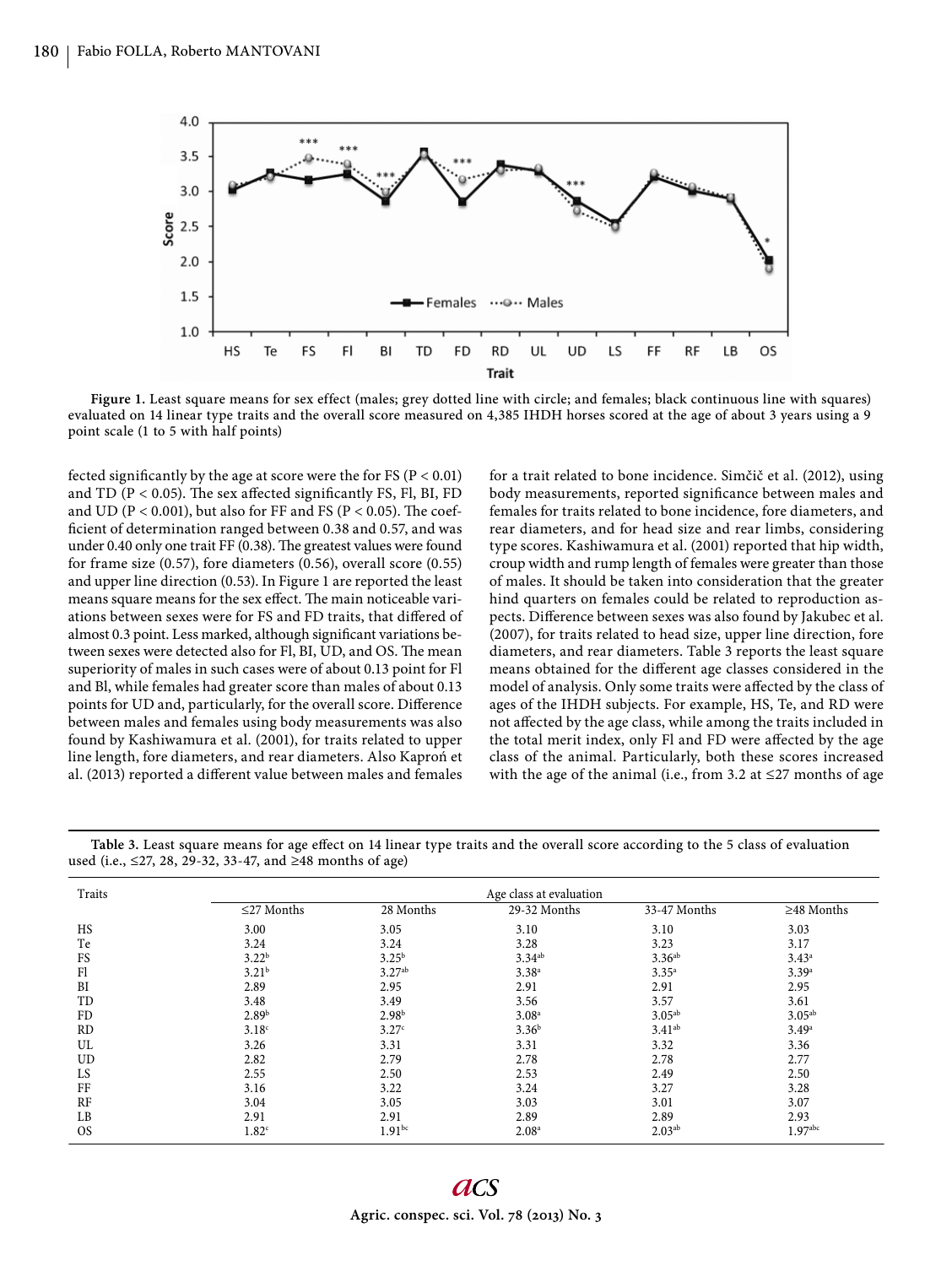**Figure 1.** Least square means for sex effect (males; grey dotted line with circle; and females; black continuous line with squares) evaluated on 14 linear type traits and the overall score measured on 4,385 IHDH horses scored at the age of about 3 years using a 9 point scale (1 to 5 with half points)

fected significantly by the age at score were the for FS ($P < 0.01$) and TD ($P < 0.05$). The sex affected significantly FS, Fl, BI, FD and UD ($P < 0.001$), but also for FF and FS ($P < 0.05$). The coefficient of determination ranged between 0.38 and 0.57, and was under 0.40 only one trait FF (0.38). The greatest values were found for frame size (0.57), fore diameters (0.56), overall score (0.55) and upper line direction (0.53). In Figure 1 are reported the least means square means for the sex effect. The main noticeable variations between sexes were for FS and FD traits, that differed of almost 0.3 point. Less marked, although significant variations between sexes were detected also for Fl, BI, UD, and OS. The mean superiority of males in such cases were of about 0.13 point for Fl and Bl, while females had greater score than males of about 0.13 points for UD and, particularly, for the overall score. Difference between males and females using body measurements was also found by Kashiwamura et al. (2001), for traits related to upper line length, fore diameters, and rear diameters. Also Kaproń et al. (2013) reported a different value between males and females for a trait related to bone incidence. Simčič et al. (2012), using body measurements, reported significance between males and females for traits related to bone incidence, fore diameters, and rear diameters, and for head size and rear limbs, considering type scores. Kashiwamura et al. (2001) reported that hip width, croup width and rump length of females were greater than those of males. It should be taken into consideration that the greater hind quarters on females could be related to reproduction aspects. Difference between sexes was also found by Jakubec et al. (2007), for traits related to head size, upper line direction, fore diameters, and rear diameters. Table 3 reports the least square means obtained for the different age classes considered in the model of analysis. Only some traits were affected by the class of ages of the IHDH subjects. For example, HS, Te, and RD were not affected by the age class, while among the traits included in the total merit index, only Fl and FD were affected by the age class of the animal. Particularly, both these scores increased with the age of the animal (i.e., from 3.2 at ≤27 months of age

**Table 3.** Least square means for age effect on 14 linear type traits and the overall score according to the 5 class of evaluation used (i.e., ≤27, 28, 29-32, 33-47, and ≥48 months of age)

| Traits | Age class at evaluation | | | | |
|---|---|---|---|---|---|
| | ≤27 Months | 28 Months | 29-32 Months | 33-47 Months | ≥48 Months |
| HS | 3.00 | 3.05 | 3.10 | 3.10 | 3.03 |
| Te | 3.24 | 3.24 | 3.28 | 3.23 | 3.17 |
| FS | 3.22[b] | 3.25[b] | 3.34[ab] | 3.36[ab] | 3.43[a] |
| Fl | 3.21[b] | 3.27[ab] | 3.38[a] | 3.35[a] | 3.39[a] |
| BI | 2.89 | 2.95 | 2.91 | 2.91 | 2.95 |
| TD | 3.48 | 3.49 | 3.56 | 3.57 | 3.61 |
| FD | 2.89[b] | 2.98[b] | 3.08[a] | 3.05[ab] | 3.05[ab] |
| RD | 3.18[c] | 3.27[c] | 3.36[b] | 3.41[ab] | 3.49[a] |
| UL | 3.26 | 3.31 | 3.31 | 3.32 | 3.36 |
| UD | 2.82 | 2.79 | 2.78 | 2.78 | 2.77 |
| LS | 2.55 | 2.50 | 2.53 | 2.49 | 2.50 |
| FF | 3.16 | 3.22 | 3.24 | 3.27 | 3.28 |
| RF | 3.04 | 3.05 | 3.03 | 3.01 | 3.07 |
| LB | 2.91 | 2.91 | 2.89 | 2.89 | 2.93 |
| OS | 1.82[c] | 1.91[bc] | 2.08[a] | 2.03[ab] | 1.97[abc] |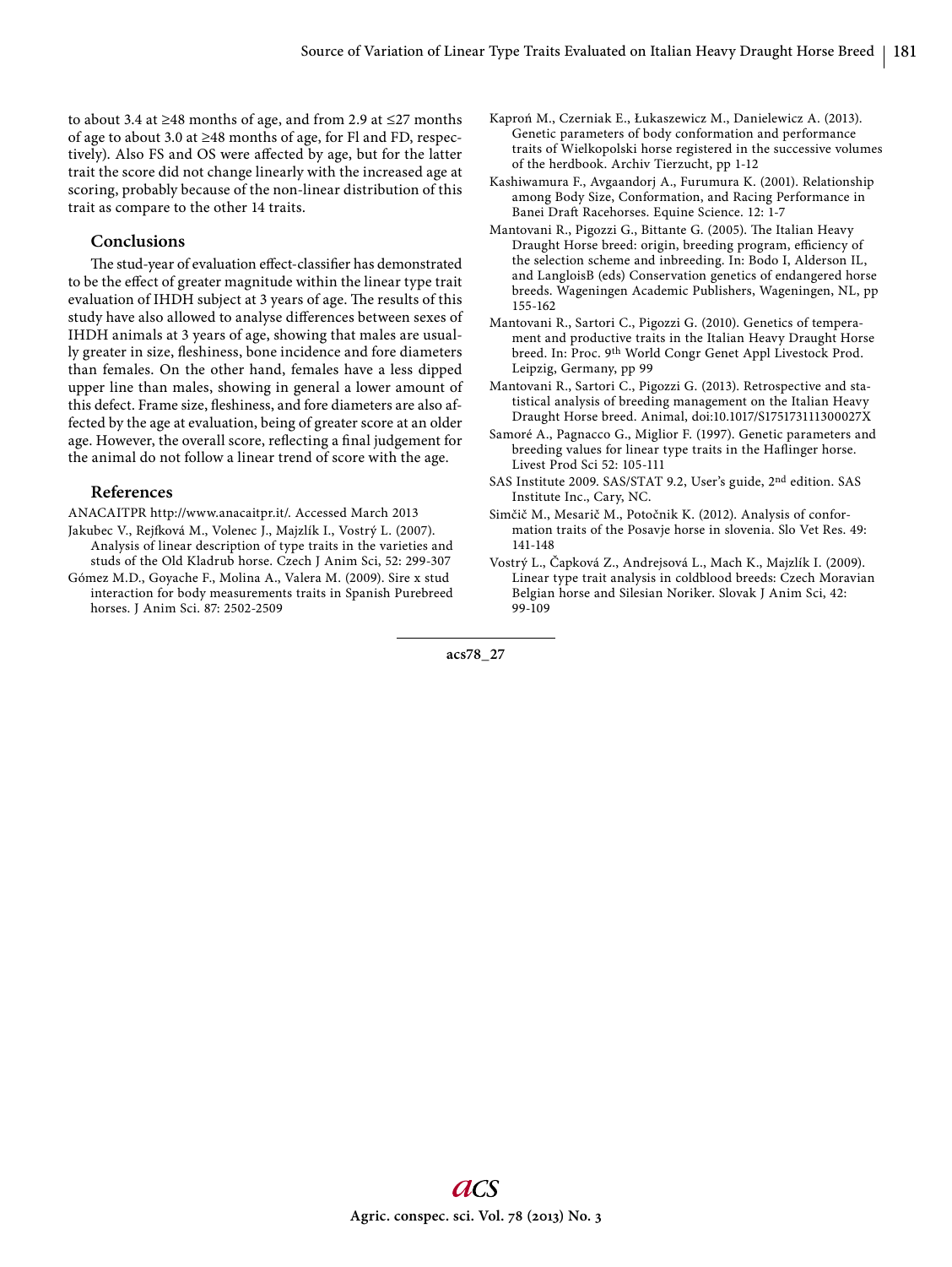to about 3.4 at ≥48 months of age, and from 2.9 at ≤27 months of age to about 3.0 at ≥48 months of age, for Fl and FD, respectively). Also FS and OS were affected by age, but for the latter trait the score did not change linearly with the increased age at scoring, probably because of the non-linear distribution of this trait as compare to the other 14 traits.

## Conclusions

The stud-year of evaluation effect-classifier has demonstrated to be the effect of greater magnitude within the linear type trait evaluation of IHDH subject at 3 years of age. The results of this study have also allowed to analyse differences between sexes of IHDH animals at 3 years of age, showing that males are usually greater in size, fleshiness, bone incidence and fore diameters than females. On the other hand, females have a less dipped upper line than males, showing in general a lower amount of this defect. Frame size, fleshiness, and fore diameters are also affected by the age at evaluation, being of greater score at an older age. However, the overall score, reflecting a final judgement for the animal do not follow a linear trend of score with the age.

## References

ANACAITPR http://www.anacaitpr.it/. Accessed March 2013

Jakubec V., Rejfková M., Volenec J., Majzlík I., Vostrý L. (2007). Analysis of linear description of type traits in the varieties and studs of the Old Kladrub horse. Czech J Anim Sci, 52: 299-307

Gómez M.D., Goyache F., Molina A., Valera M. (2009). Sire x stud interaction for body measurements traits in Spanish Purebreed horses. J Anim Sci. 87: 2502-2509

Kaproń M., Czerniak E., Łukaszewicz M., Danielewicz A. (2013). Genetic parameters of body conformation and performance traits of Wielkopolski horse registered in the successive volumes of the herdbook. Archiv Tierzucht, pp 1-12

Kashiwamura F., Avgaandorj A., Furumura K. (2001). Relationship among Body Size, Conformation, and Racing Performance in Banei Draft Racehorses. Equine Science. 12: 1-7

Mantovani R., Pigozzi G., Bittante G. (2005). The Italian Heavy Draught Horse breed: origin, breeding program, efficiency of the selection scheme and inbreeding. In: Bodo I, Alderson IL, and LangloisB (eds) Conservation genetics of endangered horse breeds. Wageningen Academic Publishers, Wageningen, NL, pp 155-162

Mantovani R., Sartori C., Pigozzi G. (2010). Genetics of temperament and productive traits in the Italian Heavy Draught Horse breed. In: Proc. 9th World Congr Genet Appl Livestock Prod. Leipzig, Germany, pp 99

Mantovani R., Sartori C., Pigozzi G. (2013). Retrospective and statistical analysis of breeding management on the Italian Heavy Draught Horse breed. Animal, doi:10.1017/S175173111300027X

Samoré A., Pagnacco G., Miglior F. (1997). Genetic parameters and breeding values for linear type traits in the Haflinger horse. Livest Prod Sci 52: 105-111

SAS Institute 2009. SAS/STAT 9.2, User's guide, 2nd edition. SAS Institute Inc., Cary, NC.

Simčič M., Mesarič M., Potočnik K. (2012). Analysis of conformation traits of the Posavje horse in slovenia. Slo Vet Res. 49: 141-148

Vostrý L., Čapková Z., Andrejsová L., Mach K., Majzlík I. (2009). Linear type trait analysis in coldblood breeds: Czech Moravian Belgian horse and Silesian Noriker. Slovak J Anim Sci, 42: 99-109

**acs78_27**